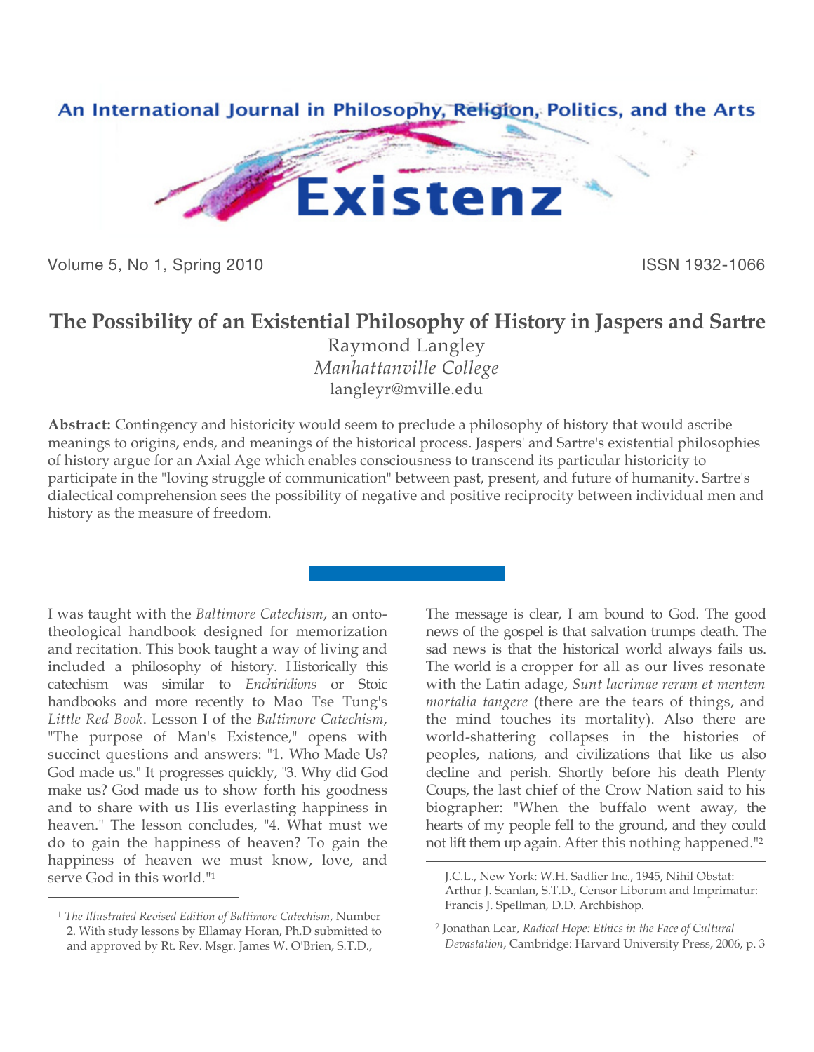# The Possibility of an Existential Philosophy of History in Jaspers and Sartre

Raymond Langley
*Manhattanville College*
langleyr@mville.edu

**Abstract:** Contingency and historicity would seem to preclude a philosophy of history that would ascribe meanings to origins, ends, and meanings of the historical process. Jaspers' and Sartre's existential philosophies of history argue for an Axial Age which enables consciousness to transcend its particular historicity to participate in the "loving struggle of communication" between past, present, and future of humanity. Sartre's dialectical comprehension sees the possibility of negative and positive reciprocity between individual men and history as the measure of freedom.

---

I was taught with the *Baltimore Catechism*, an onto-theological handbook designed for memorization and recitation. This book taught a way of living and included a philosophy of history. Historically this catechism was similar to *Enchiridions* or Stoic handbooks and more recently to Mao Tse Tung's *Little Red Book*. Lesson I of the *Baltimore Catechism*, "The purpose of Man's Existence," opens with succinct questions and answers: "1. Who Made Us? God made us." It progresses quickly, "3. Why did God make us? God made us to show forth his goodness and to share with us His everlasting happiness in heaven." The lesson concludes, "4. What must we do to gain the happiness of heaven? To gain the happiness of heaven we must know, love, and serve God in this world."[1]

The message is clear, I am bound to God. The good news of the gospel is that salvation trumps death. The sad news is that the historical world always fails us. The world is a cropper for all as our lives resonate with the Latin adage, *Sunt lacrimae reram et mentem mortalia tangere* (there are the tears of things, and the mind touches its mortality). Also there are world-shattering collapses in the histories of peoples, nations, and civilizations that like us also decline and perish. Shortly before his death Plenty Coups, the last chief of the Crow Nation said to his biographer: "When the buffalo went away, the hearts of my people fell to the ground, and they could not lift them up again. After this nothing happened."[2]

---

[1] *The Illustrated Revised Edition of Baltimore Catechism*, Number 2. With study lessons by Ellamay Horan, Ph.D submitted to and approved by Rt. Rev. Msgr. James W. O'Brien, S.T.D., J.C.L., New York: W.H. Sadlier Inc., 1945, Nihil Obstat: Arthur J. Scanlan, S.T.D., Censor Liborum and Imprimatur: Francis J. Spellman, D.D. Archbishop.

[2] Jonathan Lear, *Radical Hope: Ethics in the Face of Cultural Devastation*, Cambridge: Harvard University Press, 2006, p. 3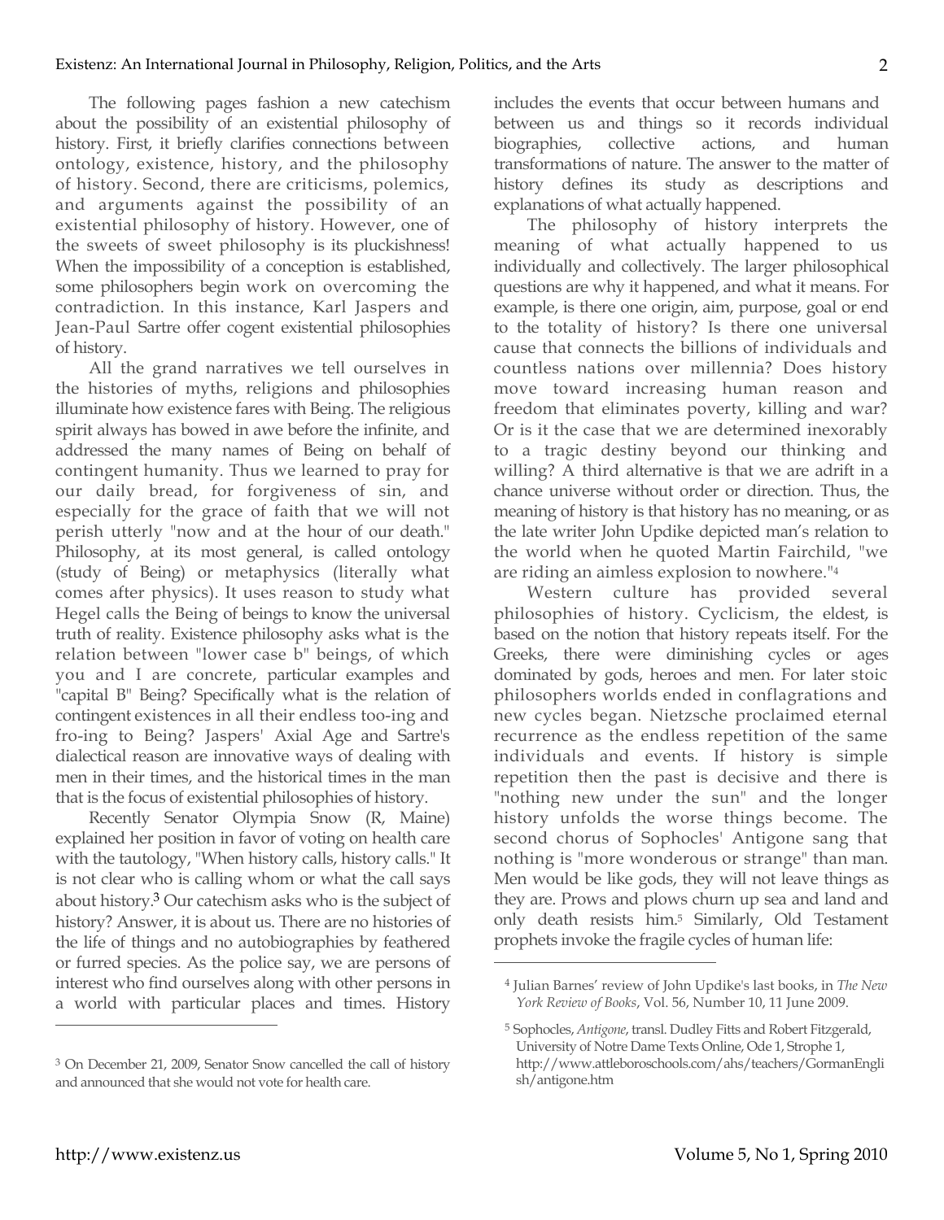The following pages fashion a new catechism about the possibility of an existential philosophy of history. First, it briefly clarifies connections between ontology, existence, history, and the philosophy of history. Second, there are criticisms, polemics, and arguments against the possibility of an existential philosophy of history. However, one of the sweets of sweet philosophy is its pluckishness! When the impossibility of a conception is established, some philosophers begin work on overcoming the contradiction. In this instance, Karl Jaspers and Jean-Paul Sartre offer cogent existential philosophies of history.

All the grand narratives we tell ourselves in the histories of myths, religions and philosophies illuminate how existence fares with Being. The religious spirit always has bowed in awe before the infinite, and addressed the many names of Being on behalf of contingent humanity. Thus we learned to pray for our daily bread, for forgiveness of sin, and especially for the grace of faith that we will not perish utterly "now and at the hour of our death." Philosophy, at its most general, is called ontology (study of Being) or metaphysics (literally what comes after physics). It uses reason to study what Hegel calls the Being of beings to know the universal truth of reality. Existence philosophy asks what is the relation between "lower case b" beings, of which you and I are concrete, particular examples and "capital B" Being? Specifically what is the relation of contingent existences in all their endless too-ing and fro-ing to Being? Jaspers' Axial Age and Sartre's dialectical reason are innovative ways of dealing with men in their times, and the historical times in the man that is the focus of existential philosophies of history.

Recently Senator Olympia Snow (R, Maine) explained her position in favor of voting on health care with the tautology, "When history calls, history calls." It is not clear who is calling whom or what the call says about history.[3] Our catechism asks who is the subject of history? Answer, it is about us. There are no histories of the life of things and no autobiographies by feathered or furred species. As the police say, we are persons of interest who find ourselves along with other persons in a world with particular places and times. History includes the events that occur between humans and between us and things so it records individual biographies, collective actions, and human transformations of nature. The answer to the matter of history defines its study as descriptions and explanations of what actually happened.

The philosophy of history interprets the meaning of what actually happened to us individually and collectively. The larger philosophical questions are why it happened, and what it means. For example, is there one origin, aim, purpose, goal or end to the totality of history? Is there one universal cause that connects the billions of individuals and countless nations over millennia? Does history move toward increasing human reason and freedom that eliminates poverty, killing and war? Or is it the case that we are determined inexorably to a tragic destiny beyond our thinking and willing? A third alternative is that we are adrift in a chance universe without order or direction. Thus, the meaning of history is that history has no meaning, or as the late writer John Updike depicted man's relation to the world when he quoted Martin Fairchild, "we are riding an aimless explosion to nowhere."[4]

Western culture has provided several philosophies of history. Cyclicism, the eldest, is based on the notion that history repeats itself. For the Greeks, there were diminishing cycles or ages dominated by gods, heroes and men. For later stoic philosophers worlds ended in conflagrations and new cycles began. Nietzsche proclaimed eternal recurrence as the endless repetition of the same individuals and events. If history is simple repetition then the past is decisive and there is "nothing new under the sun" and the longer history unfolds the worse things become. The second chorus of Sophocles' Antigone sang that nothing is "more wonderous or strange" than man. Men would be like gods, they will not leave things as they are. Prows and plows churn up sea and land and only death resists him.[5] Similarly, Old Testament prophets invoke the fragile cycles of human life:

---

[3] On December 21, 2009, Senator Snow cancelled the call of history and announced that she would not vote for health care.

[4] Julian Barnes' review of John Updike's last books, in *The New York Review of Books*, Vol. 56, Number 10, 11 June 2009.

[5] Sophocles, *Antigone*, transl. Dudley Fitts and Robert Fitzgerald, University of Notre Dame Texts Online, Ode 1, Strophe 1, http://www.attleboroschools.com/ahs/teachers/GormanEnglish/antigone.htm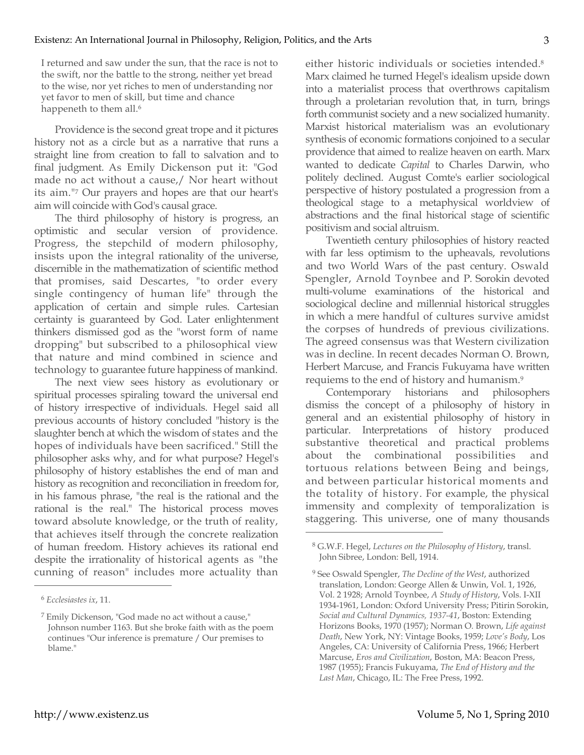> I returned and saw under the sun, that the race is not to the swift, nor the battle to the strong, neither yet bread to the wise, nor yet riches to men of understanding nor yet favor to men of skill, but time and chance happeneth to them all.[6]

Providence is the second great trope and it pictures history not as a circle but as a narrative that runs a straight line from creation to fall to salvation and to final judgment. As Emily Dickenson put it: "God made no act without a cause,/ Nor heart without its aim."[7] Our prayers and hopes are that our heart's aim will coincide with God's causal grace.

The third philosophy of history is progress, an optimistic and secular version of providence. Progress, the stepchild of modern philosophy, insists upon the integral rationality of the universe, discernible in the mathematization of scientific method that promises, said Descartes, "to order every single contingency of human life" through the application of certain and simple rules. Cartesian certainty is guaranteed by God. Later enlightenment thinkers dismissed god as the "worst form of name dropping" but subscribed to a philosophical view that nature and mind combined in science and technology to guarantee future happiness of mankind.

The next view sees history as evolutionary or spiritual processes spiraling toward the universal end of history irrespective of individuals. Hegel said all previous accounts of history concluded "history is the slaughter bench at which the wisdom of states and the hopes of individuals have been sacrificed." Still the philosopher asks why, and for what purpose? Hegel's philosophy of history establishes the end of man and history as recognition and reconciliation in freedom for, in his famous phrase, "the real is the rational and the rational is the real." The historical process moves toward absolute knowledge, or the truth of reality, that achieves itself through the concrete realization of human freedom. History achieves its rational end despite the irrationality of historical agents as "the cunning of reason" includes more actuality than either historic individuals or societies intended.[8] Marx claimed he turned Hegel's idealism upside down into a materialist process that overthrows capitalism through a proletarian revolution that, in turn, brings forth communist society and a new socialized humanity. Marxist historical materialism was an evolutionary synthesis of economic formations conjoined to a secular providence that aimed to realize heaven on earth. Marx wanted to dedicate *Capital* to Charles Darwin, who politely declined. August Comte's earlier sociological perspective of history postulated a progression from a theological stage to a metaphysical worldview of abstractions and the final historical stage of scientific positivism and social altruism.

Twentieth century philosophies of history reacted with far less optimism to the upheavals, revolutions and two World Wars of the past century. Oswald Spengler, Arnold Toynbee and P. Sorokin devoted multi-volume examinations of the historical and sociological decline and millennial historical struggles in which a mere handful of cultures survive amidst the corpses of hundreds of previous civilizations. The agreed consensus was that Western civilization was in decline. In recent decades Norman O. Brown, Herbert Marcuse, and Francis Fukuyama have written requiems to the end of history and humanism.[9]

Contemporary historians and philosophers dismiss the concept of a philosophy of history in general and an existential philosophy of history in particular. Interpretations of history produced substantive theoretical and practical problems about the combinational possibilities and tortuous relations between Being and beings, and between particular historical moments and the totality of history. For example, the physical immensity and complexity of temporalization is staggering. This universe, one of many thousands

---

[6] *Ecclesiastes ix*, 11.

[7] Emily Dickenson, "God made no act without a cause," Johnson number 1163. But she broke faith with as the poem continues "Our inference is premature / Our premises to blame."

[8] G.W.F. Hegel, *Lectures on the Philosophy of History*, transl. John Sibree, London: Bell, 1914.

[9] See Oswald Spengler, *The Decline of the West*, authorized translation, London: George Allen & Unwin, Vol. 1, 1926, Vol. 2 1928; Arnold Toynbee, *A Study of History*, Vols. I-XII 1934-1961, London: Oxford University Press; Pitirin Sorokin, *Social and Cultural Dynamics, 1937-41*, Boston: Extending Horizons Books, 1970 (1957); Norman O. Brown, *Life against Death*, New York, NY: Vintage Books, 1959; *Love's Body*, Los Angeles, CA: University of California Press, 1966; Herbert Marcuse, *Eros and Civilization*, Boston, MA: Beacon Press, 1987 (1955); Francis Fukuyama, *The End of History and the Last Man*, Chicago, IL: The Free Press, 1992.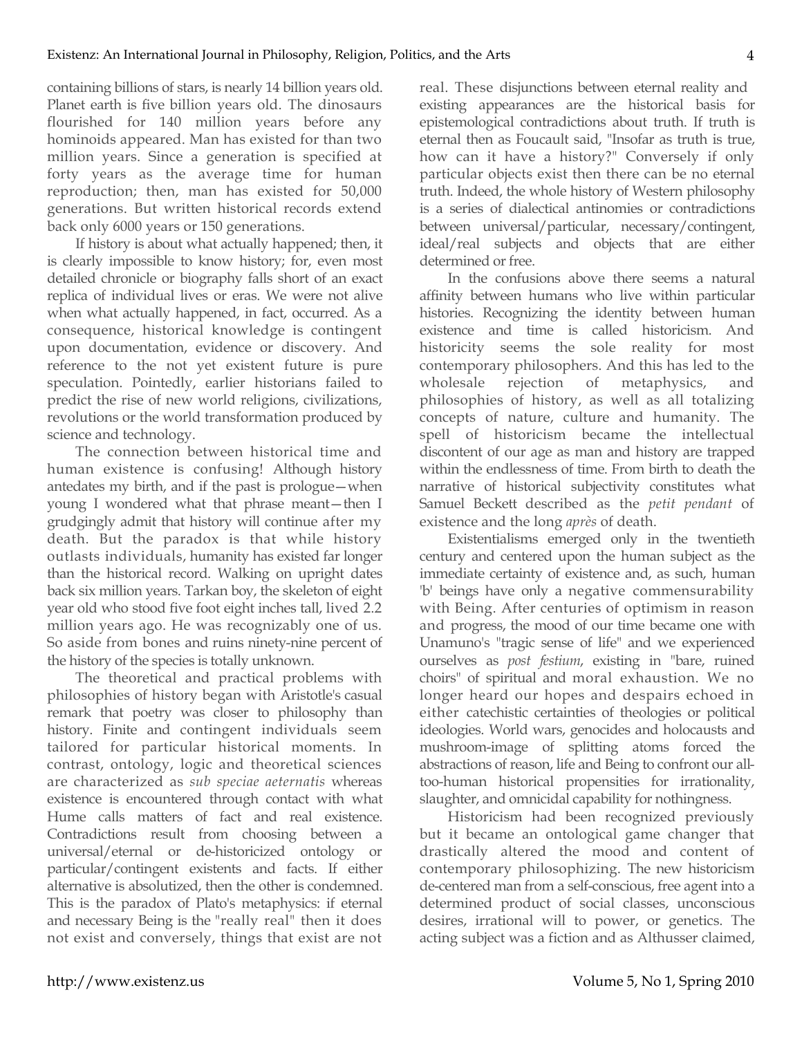containing billions of stars, is nearly 14 billion years old. Planet earth is five billion years old. The dinosaurs flourished for 140 million years before any hominoids appeared. Man has existed for than two million years. Since a generation is specified at forty years as the average time for human reproduction; then, man has existed for 50,000 generations. But written historical records extend back only 6000 years or 150 generations.

If history is about what actually happened; then, it is clearly impossible to know history; for, even most detailed chronicle or biography falls short of an exact replica of individual lives or eras. We were not alive when what actually happened, in fact, occurred. As a consequence, historical knowledge is contingent upon documentation, evidence or discovery. And reference to the not yet existent future is pure speculation. Pointedly, earlier historians failed to predict the rise of new world religions, civilizations, revolutions or the world transformation produced by science and technology.

The connection between historical time and human existence is confusing! Although history antedates my birth, and if the past is prologue—when young I wondered what that phrase meant—then I grudgingly admit that history will continue after my death. But the paradox is that while history outlasts individuals, humanity has existed far longer than the historical record. Walking on upright dates back six million years. Tarkan boy, the skeleton of eight year old who stood five foot eight inches tall, lived 2.2 million years ago. He was recognizably one of us. So aside from bones and ruins ninety-nine percent of the history of the species is totally unknown.

The theoretical and practical problems with philosophies of history began with Aristotle's casual remark that poetry was closer to philosophy than history. Finite and contingent individuals seem tailored for particular historical moments. In contrast, ontology, logic and theoretical sciences are characterized as *sub speciae aeternatis* whereas existence is encountered through contact with what Hume calls matters of fact and real existence. Contradictions result from choosing between a universal/eternal or de-historicized ontology or particular/contingent existents and facts. If either alternative is absolutized, then the other is condemned. This is the paradox of Plato's metaphysics: if eternal and necessary Being is the "really real" then it does not exist and conversely, things that exist are not real. These disjunctions between eternal reality and existing appearances are the historical basis for epistemological contradictions about truth. If truth is eternal then as Foucault said, "Insofar as truth is true, how can it have a history?" Conversely if only particular objects exist then there can be no eternal truth. Indeed, the whole history of Western philosophy is a series of dialectical antinomies or contradictions between universal/particular, necessary/contingent, ideal/real subjects and objects that are either determined or free.

In the confusions above there seems a natural affinity between humans who live within particular histories. Recognizing the identity between human existence and time is called historicism. And historicity seems the sole reality for most contemporary philosophers. And this has led to the wholesale rejection of metaphysics, and philosophies of history, as well as all totalizing concepts of nature, culture and humanity. The spell of historicism became the intellectual discontent of our age as man and history are trapped within the endlessness of time. From birth to death the narrative of historical subjectivity constitutes what Samuel Beckett described as the *petit pendant* of existence and the long *après* of death.

Existentialisms emerged only in the twentieth century and centered upon the human subject as the immediate certainty of existence and, as such, human 'b' beings have only a negative commensurability with Being. After centuries of optimism in reason and progress, the mood of our time became one with Unamuno's "tragic sense of life" and we experienced ourselves as *post festium*, existing in "bare, ruined choirs" of spiritual and moral exhaustion. We no longer heard our hopes and despairs echoed in either catechistic certainties of theologies or political ideologies. World wars, genocides and holocausts and mushroom-image of splitting atoms forced the abstractions of reason, life and Being to confront our all-too-human historical propensities for irrationality, slaughter, and omnicidal capability for nothingness.

Historicism had been recognized previously but it became an ontological game changer that drastically altered the mood and content of contemporary philosophizing. The new historicism de-centered man from a self-conscious, free agent into a determined product of social classes, unconscious desires, irrational will to power, or genetics. The acting subject was a fiction and as Althusser claimed,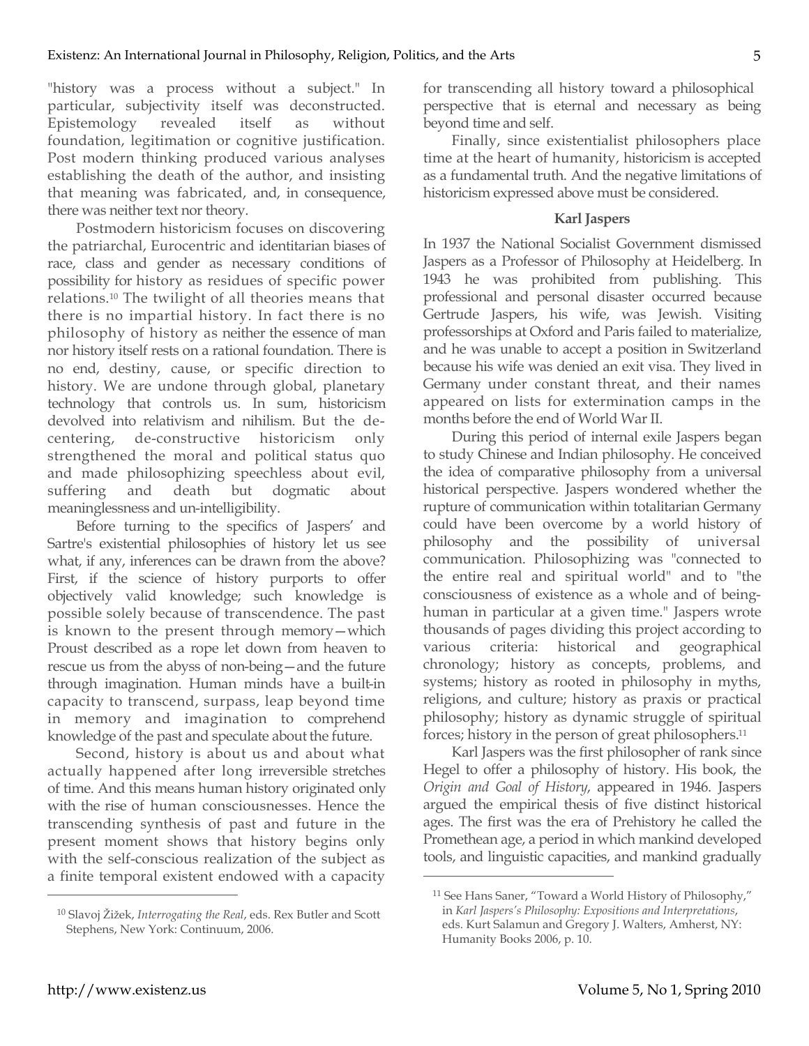"history was a process without a subject." In particular, subjectivity itself was deconstructed. Epistemology revealed itself as without foundation, legitimation or cognitive justification. Post modern thinking produced various analyses establishing the death of the author, and insisting that meaning was fabricated, and, in consequence, there was neither text nor theory.

Postmodern historicism focuses on discovering the patriarchal, Eurocentric and identitarian biases of race, class and gender as necessary conditions of possibility for history as residues of specific power relations.[10] The twilight of all theories means that there is no impartial history. In fact there is no philosophy of history as neither the essence of man nor history itself rests on a rational foundation. There is no end, destiny, cause, or specific direction to history. We are undone through global, planetary technology that controls us. In sum, historicism devolved into relativism and nihilism. But the de-centering, de-constructive historicism only strengthened the moral and political status quo and made philosophizing speechless about evil, suffering and death but dogmatic about meaninglessness and un-intelligibility.

Before turning to the specifics of Jaspers' and Sartre's existential philosophies of history let us see what, if any, inferences can be drawn from the above? First, if the science of history purports to offer objectively valid knowledge; such knowledge is possible solely because of transcendence. The past is known to the present through memory—which Proust described as a rope let down from heaven to rescue us from the abyss of non-being—and the future through imagination. Human minds have a built-in capacity to transcend, surpass, leap beyond time in memory and imagination to comprehend knowledge of the past and speculate about the future.

Second, history is about us and about what actually happened after long irreversible stretches of time. And this means human history originated only with the rise of human consciousnesses. Hence the transcending synthesis of past and future in the present moment shows that history begins only with the self-conscious realization of the subject as a finite temporal existent endowed with a capacity for transcending all history toward a philosophical perspective that is eternal and necessary as being beyond time and self.

Finally, since existentialist philosophers place time at the heart of humanity, historicism is accepted as a fundamental truth. And the negative limitations of historicism expressed above must be considered.

## Karl Jaspers

In 1937 the National Socialist Government dismissed Jaspers as a Professor of Philosophy at Heidelberg. In 1943 he was prohibited from publishing. This professional and personal disaster occurred because Gertrude Jaspers, his wife, was Jewish. Visiting professorships at Oxford and Paris failed to materialize, and he was unable to accept a position in Switzerland because his wife was denied an exit visa. They lived in Germany under constant threat, and their names appeared on lists for extermination camps in the months before the end of World War II.

During this period of internal exile Jaspers began to study Chinese and Indian philosophy. He conceived the idea of comparative philosophy from a universal historical perspective. Jaspers wondered whether the rupture of communication within totalitarian Germany could have been overcome by a world history of philosophy and the possibility of universal communication. Philosophizing was "connected to the entire real and spiritual world" and to "the consciousness of existence as a whole and of being-human in particular at a given time." Jaspers wrote thousands of pages dividing this project according to various criteria: historical and geographical chronology; history as concepts, problems, and systems; history as rooted in philosophy in myths, religions, and culture; history as praxis or practical philosophy; history as dynamic struggle of spiritual forces; history in the person of great philosophers.[11]

Karl Jaspers was the first philosopher of rank since Hegel to offer a philosophy of history. His book, the *Origin and Goal of History*, appeared in 1946. Jaspers argued the empirical thesis of five distinct historical ages. The first was the era of Prehistory he called the Promethean age, a period in which mankind developed tools, and linguistic capacities, and mankind gradually

---

[10] Slavoj Žižek, *Interrogating the Real*, eds. Rex Butler and Scott Stephens, New York: Continuum, 2006.

[11] See Hans Saner, "Toward a World History of Philosophy," in *Karl Jaspers's Philosophy: Expositions and Interpretations*, eds. Kurt Salamun and Gregory J. Walters, Amherst, NY: Humanity Books 2006, p. 10.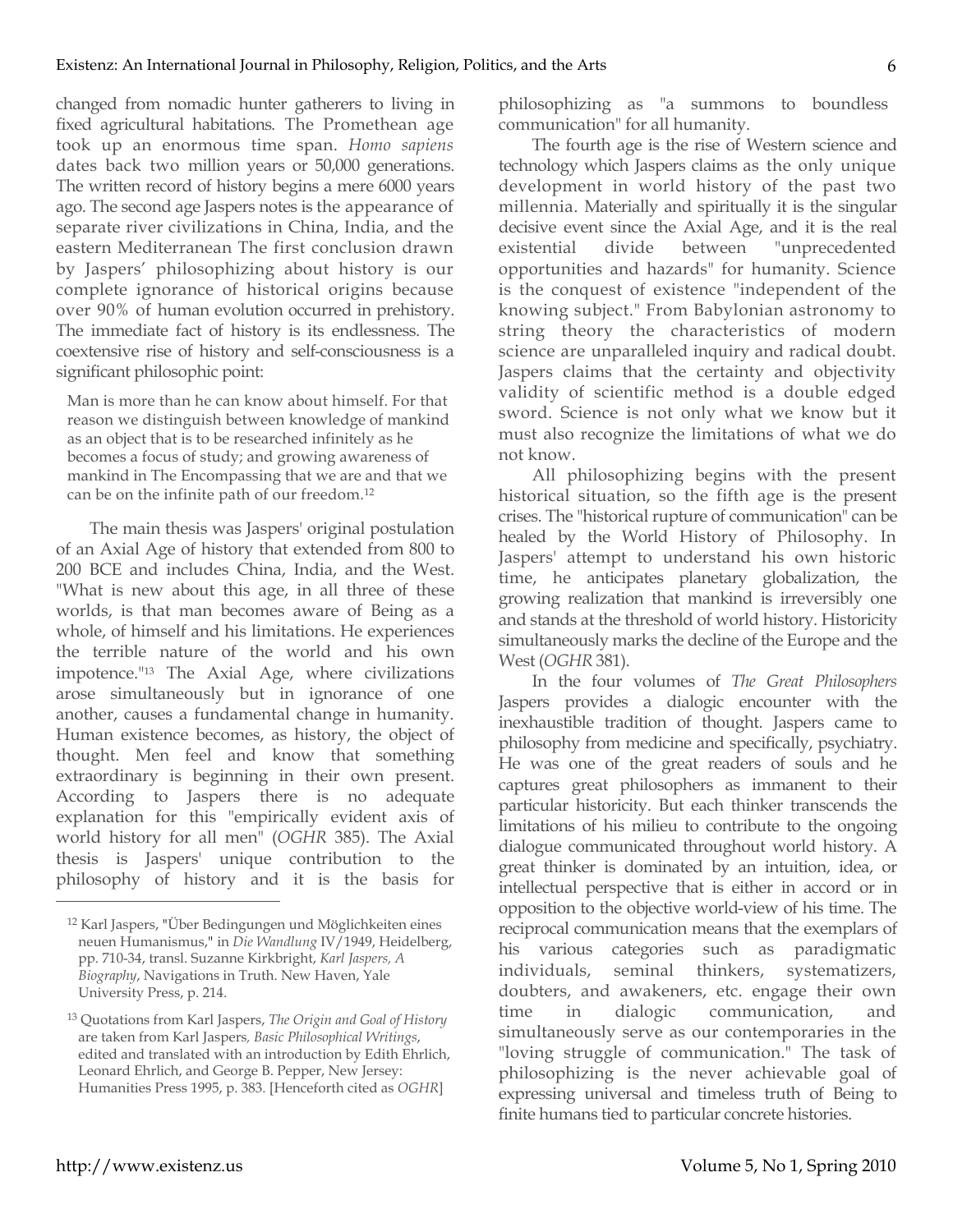changed from nomadic hunter gatherers to living in fixed agricultural habitations. The Promethean age took up an enormous time span. *Homo sapiens* dates back two million years or 50,000 generations. The written record of history begins a mere 6000 years ago. The second age Jaspers notes is the appearance of separate river civilizations in China, India, and the eastern Mediterranean The first conclusion drawn by Jaspers' philosophizing about history is our complete ignorance of historical origins because over 90% of human evolution occurred in prehistory. The immediate fact of history is its endlessness. The coextensive rise of history and self-consciousness is a significant philosophic point:

> Man is more than he can know about himself. For that reason we distinguish between knowledge of mankind as an object that is to be researched infinitely as he becomes a focus of study; and growing awareness of mankind in The Encompassing that we are and that we can be on the infinite path of our freedom.[12]

The main thesis was Jaspers' original postulation of an Axial Age of history that extended from 800 to 200 BCE and includes China, India, and the West. "What is new about this age, in all three of these worlds, is that man becomes aware of Being as a whole, of himself and his limitations. He experiences the terrible nature of the world and his own impotence."[13] The Axial Age, where civilizations arose simultaneously but in ignorance of one another, causes a fundamental change in humanity. Human existence becomes, as history, the object of thought. Men feel and know that something extraordinary is beginning in their own present. According to Jaspers there is no adequate explanation for this "empirically evident axis of world history for all men" (*OGHR* 385). The Axial thesis is Jaspers' unique contribution to the philosophy of history and it is the basis for philosophizing as "a summons to boundless communication" for all humanity.

The fourth age is the rise of Western science and technology which Jaspers claims as the only unique development in world history of the past two millennia. Materially and spiritually it is the singular decisive event since the Axial Age, and it is the real existential divide between "unprecedented opportunities and hazards" for humanity. Science is the conquest of existence "independent of the knowing subject." From Babylonian astronomy to string theory the characteristics of modern science are unparalleled inquiry and radical doubt. Jaspers claims that the certainty and objectivity validity of scientific method is a double edged sword. Science is not only what we know but it must also recognize the limitations of what we do not know.

All philosophizing begins with the present historical situation, so the fifth age is the present crises. The "historical rupture of communication" can be healed by the World History of Philosophy. In Jaspers' attempt to understand his own historic time, he anticipates planetary globalization, the growing realization that mankind is irreversibly one and stands at the threshold of world history. Historicity simultaneously marks the decline of the Europe and the West (*OGHR* 381).

In the four volumes of *The Great Philosophers* Jaspers provides a dialogic encounter with the inexhaustible tradition of thought. Jaspers came to philosophy from medicine and specifically, psychiatry. He was one of the great readers of souls and he captures great philosophers as immanent to their particular historicity. But each thinker transcends the limitations of his milieu to contribute to the ongoing dialogue communicated throughout world history. A great thinker is dominated by an intuition, idea, or intellectual perspective that is either in accord or in opposition to the objective world-view of his time. The reciprocal communication means that the exemplars of his various categories such as paradigmatic individuals, seminal thinkers, systematizers, doubters, and awakeners, etc. engage their own time in dialogic communication, and simultaneously serve as our contemporaries in the "loving struggle of communication." The task of philosophizing is the never achievable goal of expressing universal and timeless truth of Being to finite humans tied to particular concrete histories.

---

[12] Karl Jaspers, "Über Bedingungen und Möglichkeiten eines neuen Humanismus," in *Die Wandlung* IV/1949, Heidelberg, pp. 710-34, transl. Suzanne Kirkbright, *Karl Jaspers, A Biography*, Navigations in Truth. New Haven, Yale University Press, p. 214.

[13] Quotations from Karl Jaspers, *The Origin and Goal of History* are taken from Karl Jaspers, *Basic Philosophical Writings*, edited and translated with an introduction by Edith Ehrlich, Leonard Ehrlich, and George B. Pepper, New Jersey: Humanities Press 1995, p. 383. [Henceforth cited as *OGHR*]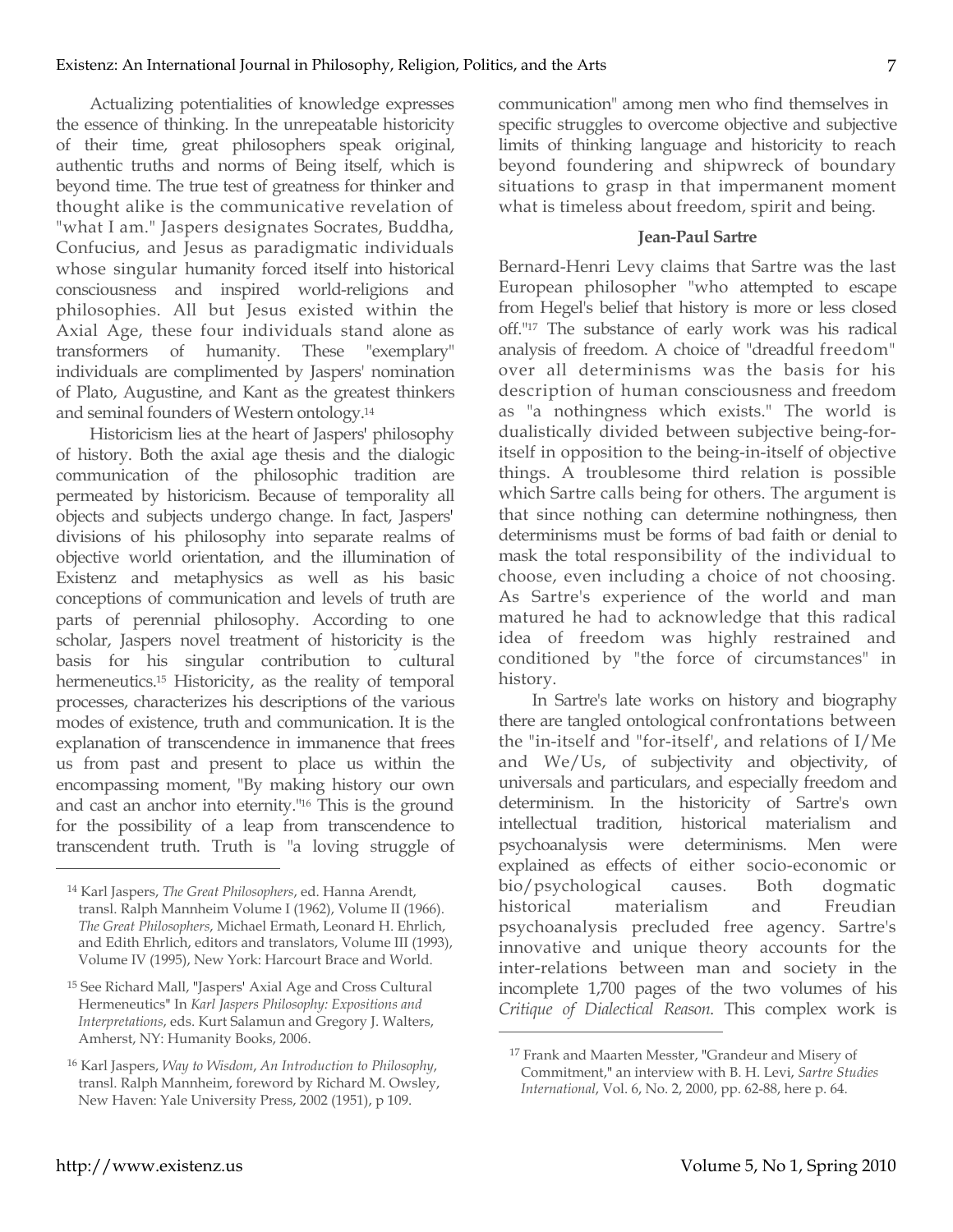Actualizing potentialities of knowledge expresses the essence of thinking. In the unrepeatable historicity of their time, great philosophers speak original, authentic truths and norms of Being itself, which is beyond time. The true test of greatness for thinker and thought alike is the communicative revelation of "what I am." Jaspers designates Socrates, Buddha, Confucius, and Jesus as paradigmatic individuals whose singular humanity forced itself into historical consciousness and inspired world-religions and philosophies. All but Jesus existed within the Axial Age, these four individuals stand alone as transformers of humanity. These "exemplary" individuals are complimented by Jaspers' nomination of Plato, Augustine, and Kant as the greatest thinkers and seminal founders of Western ontology.[14]

Historicism lies at the heart of Jaspers' philosophy of history. Both the axial age thesis and the dialogic communication of the philosophic tradition are permeated by historicism. Because of temporality all objects and subjects undergo change. In fact, Jaspers' divisions of his philosophy into separate realms of objective world orientation, and the illumination of Existenz and metaphysics as well as his basic conceptions of communication and levels of truth are parts of perennial philosophy. According to one scholar, Jaspers novel treatment of historicity is the basis for his singular contribution to cultural hermeneutics.[15] Historicity, as the reality of temporal processes, characterizes his descriptions of the various modes of existence, truth and communication. It is the explanation of transcendence in immanence that frees us from past and present to place us within the encompassing moment, "By making history our own and cast an anchor into eternity."[16] This is the ground for the possibility of a leap from transcendence to transcendent truth. Truth is "a loving struggle of communication" among men who find themselves in specific struggles to overcome objective and subjective limits of thinking language and historicity to reach beyond foundering and shipwreck of boundary situations to grasp in that impermanent moment what is timeless about freedom, spirit and being.

### Jean-Paul Sartre

Bernard-Henri Levy claims that Sartre was the last European philosopher "who attempted to escape from Hegel's belief that history is more or less closed off."[17] The substance of early work was his radical analysis of freedom. A choice of "dreadful freedom" over all determinisms was the basis for his description of human consciousness and freedom as "a nothingness which exists." The world is dualistically divided between subjective being-for-itself in opposition to the being-in-itself of objective things. A troublesome third relation is possible which Sartre calls being for others. The argument is that since nothing can determine nothingness, then determinisms must be forms of bad faith or denial to mask the total responsibility of the individual to choose, even including a choice of not choosing. As Sartre's experience of the world and man matured he had to acknowledge that this radical idea of freedom was highly restrained and conditioned by "the force of circumstances" in history.

In Sartre's late works on history and biography there are tangled ontological confrontations between the "in-itself and "for-itself', and relations of I/Me and We/Us, of subjectivity and objectivity, of universals and particulars, and especially freedom and determinism. In the historicity of Sartre's own intellectual tradition, historical materialism and psychoanalysis were determinisms. Men were explained as effects of either socio-economic or bio/psychological causes. Both dogmatic historical materialism and Freudian psychoanalysis precluded free agency. Sartre's innovative and unique theory accounts for the inter-relations between man and society in the incomplete 1,700 pages of the two volumes of his *Critique of Dialectical Reason*. This complex work is

---

[14] Karl Jaspers, *The Great Philosophers*, ed. Hanna Arendt, transl. Ralph Mannheim Volume I (1962), Volume II (1966). *The Great Philosophers*, Michael Ermath, Leonard H. Ehrlich, and Edith Ehrlich, editors and translators, Volume III (1993), Volume IV (1995), New York: Harcourt Brace and World.

[15] See Richard Mall, "Jaspers' Axial Age and Cross Cultural Hermeneutics" In *Karl Jaspers Philosophy: Expositions and Interpretations*, eds. Kurt Salamun and Gregory J. Walters, Amherst, NY: Humanity Books, 2006.

[16] Karl Jaspers, *Way to Wisdom, An Introduction to Philosophy*, transl. Ralph Mannheim, foreword by Richard M. Owsley, New Haven: Yale University Press, 2002 (1951), p 109.

[17] Frank and Maarten Messter, "Grandeur and Misery of Commitment," an interview with B. H. Levi, *Sartre Studies International*, Vol. 6, No. 2, 2000, pp. 62-88, here p. 64.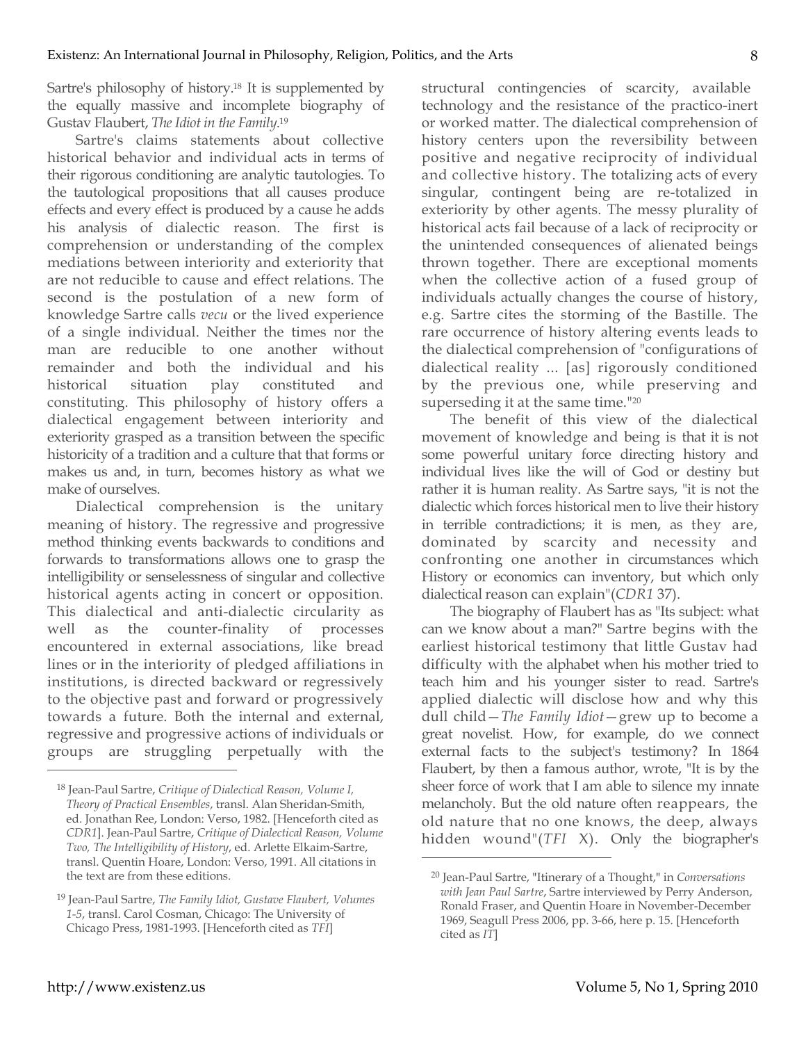Sartre's philosophy of history.[18] It is supplemented by the equally massive and incomplete biography of Gustav Flaubert, *The Idiot in the Family*.[19]

Sartre's claims statements about collective historical behavior and individual acts in terms of their rigorous conditioning are analytic tautologies. To the tautological propositions that all causes produce effects and every effect is produced by a cause he adds his analysis of dialectic reason. The first is comprehension or understanding of the complex mediations between interiority and exteriority that are not reducible to cause and effect relations. The second is the postulation of a new form of knowledge Sartre calls *vecu* or the lived experience of a single individual. Neither the times nor the man are reducible to one another without remainder and both the individual and his historical situation play constituted and constituting. This philosophy of history offers a dialectical engagement between interiority and exteriority grasped as a transition between the specific historicity of a tradition and a culture that that forms or makes us and, in turn, becomes history as what we make of ourselves.

Dialectical comprehension is the unitary meaning of history. The regressive and progressive method thinking events backwards to conditions and forwards to transformations allows one to grasp the intelligibility or senselessness of singular and collective historical agents acting in concert or opposition. This dialectical and anti-dialectic circularity as well as the counter-finality of processes encountered in external associations, like bread lines or in the interiority of pledged affiliations in institutions, is directed backward or regressively to the objective past and forward or progressively towards a future. Both the internal and external, regressive and progressive actions of individuals or groups are struggling perpetually with the structural contingencies of scarcity, available technology and the resistance of the practico-inert or worked matter. The dialectical comprehension of history centers upon the reversibility between positive and negative reciprocity of individual and collective history. The totalizing acts of every singular, contingent being are re-totalized in exteriority by other agents. The messy plurality of historical acts fail because of a lack of reciprocity or the unintended consequences of alienated beings thrown together. There are exceptional moments when the collective action of a fused group of individuals actually changes the course of history, e.g. Sartre cites the storming of the Bastille. The rare occurrence of history altering events leads to the dialectical comprehension of "configurations of dialectical reality ... [as] rigorously conditioned by the previous one, while preserving and superseding it at the same time."[20]

The benefit of this view of the dialectical movement of knowledge and being is that it is not some powerful unitary force directing history and individual lives like the will of God or destiny but rather it is human reality. As Sartre says, "it is not the dialectic which forces historical men to live their history in terrible contradictions; it is men, as they are, dominated by scarcity and necessity and confronting one another in circumstances which History or economics can inventory, but which only dialectical reason can explain"(*CDR1* 37).

The biography of Flaubert has as "Its subject: what can we know about a man?" Sartre begins with the earliest historical testimony that little Gustav had difficulty with the alphabet when his mother tried to teach him and his younger sister to read. Sartre's applied dialectic will disclose how and why this dull child—*The Family Idiot*—grew up to become a great novelist. How, for example, do we connect external facts to the subject's testimony? In 1864 Flaubert, by then a famous author, wrote, "It is by the sheer force of work that I am able to silence my innate melancholy. But the old nature often reappears, the old nature that no one knows, the deep, always hidden wound"(*TFI* X). Only the biographer's

---

[18] Jean-Paul Sartre, *Critique of Dialectical Reason, Volume I, Theory of Practical Ensembles*, transl. Alan Sheridan-Smith, ed. Jonathan Ree, London: Verso, 1982. [Henceforth cited as *CDR1*]. Jean-Paul Sartre, *Critique of Dialectical Reason, Volume Two, The Intelligibility of History*, ed. Arlette Elkaim-Sartre, transl. Quentin Hoare, London: Verso, 1991. All citations in the text are from these editions.

[19] Jean-Paul Sartre, *The Family Idiot, Gustave Flaubert, Volumes 1-5*, transl. Carol Cosman, Chicago: The University of Chicago Press, 1981-1993. [Henceforth cited as *TFI*]

[20] Jean-Paul Sartre, "Itinerary of a Thought," in *Conversations with Jean Paul Sartre*, Sartre interviewed by Perry Anderson, Ronald Fraser, and Quentin Hoare in November-December 1969, Seagull Press 2006, pp. 3-66, here p. 15. [Henceforth cited as *IT*]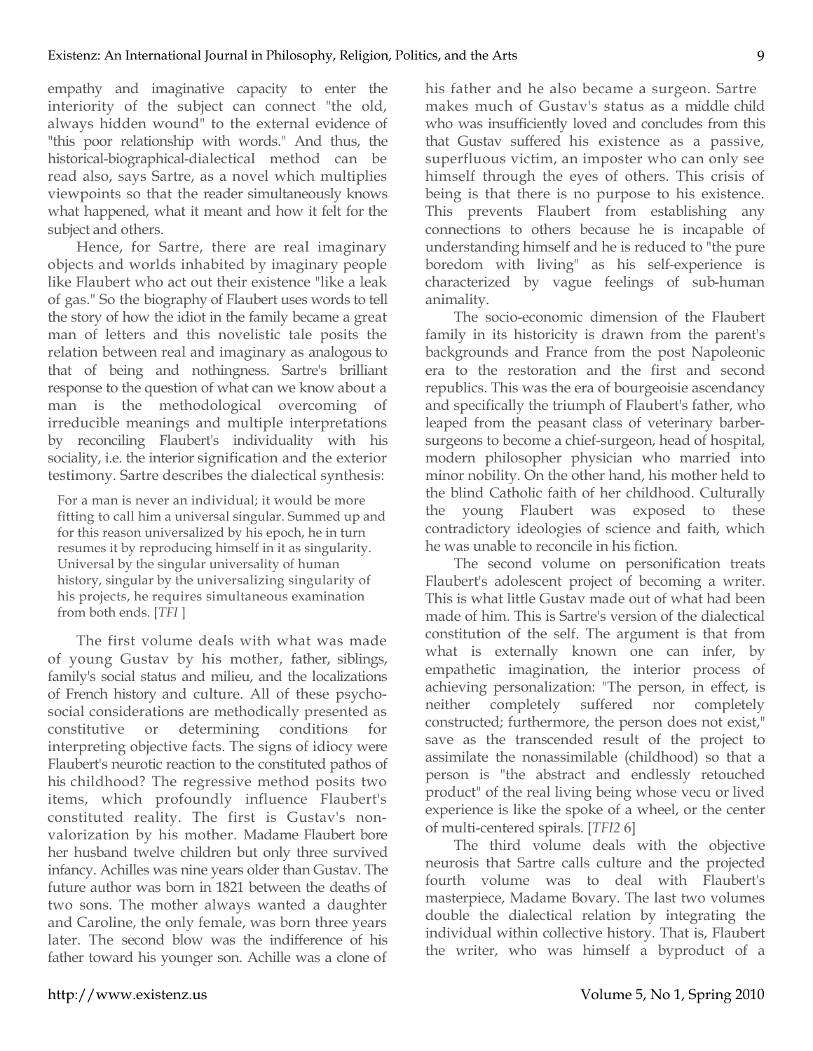empathy and imaginative capacity to enter the interiority of the subject can connect "the old, always hidden wound" to the external evidence of "this poor relationship with words." And thus, the historical-biographical-dialectical method can be read also, says Sartre, as a novel which multiplies viewpoints so that the reader simultaneously knows what happened, what it meant and how it felt for the subject and others.

Hence, for Sartre, there are real imaginary objects and worlds inhabited by imaginary people like Flaubert who act out their existence "like a leak of gas." So the biography of Flaubert uses words to tell the story of how the idiot in the family became a great man of letters and this novelistic tale posits the relation between real and imaginary as analogous to that of being and nothingness. Sartre's brilliant response to the question of what can we know about a man is the methodological overcoming of irreducible meanings and multiple interpretations by reconciling Flaubert's individuality with his sociality, i.e. the interior signification and the exterior testimony. Sartre describes the dialectical synthesis:

> For a man is never an individual; it would be more fitting to call him a universal singular. Summed up and for this reason universalized by his epoch, he in turn resumes it by reproducing himself in it as singularity. Universal by the singular universality of human history, singular by the universalizing singularity of his projects, he requires simultaneous examination from both ends. [*TFI* ]

The first volume deals with what was made of young Gustav by his mother, father, siblings, family's social status and milieu, and the localizations of French history and culture. All of these psycho-social considerations are methodically presented as constitutive or determining conditions for interpreting objective facts. The signs of idiocy were Flaubert's neurotic reaction to the constituted pathos of his childhood? The regressive method posits two items, which profoundly influence Flaubert's constituted reality. The first is Gustav's non-valorization by his mother. Madame Flaubert bore her husband twelve children but only three survived infancy. Achilles was nine years older than Gustav. The future author was born in 1821 between the deaths of two sons. The mother always wanted a daughter and Caroline, the only female, was born three years later. The second blow was the indifference of his father toward his younger son. Achille was a clone of his father and he also became a surgeon. Sartre makes much of Gustav's status as a middle child who was insufficiently loved and concludes from this that Gustav suffered his existence as a passive, superfluous victim, an imposter who can only see himself through the eyes of others. This crisis of being is that there is no purpose to his existence. This prevents Flaubert from establishing any connections to others because he is incapable of understanding himself and he is reduced to "the pure boredom with living" as his self-experience is characterized by vague feelings of sub-human animality.

The socio-economic dimension of the Flaubert family in its historicity is drawn from the parent's backgrounds and France from the post Napoleonic era to the restoration and the first and second republics. This was the era of bourgeoisie ascendancy and specifically the triumph of Flaubert's father, who leaped from the peasant class of veterinary barber-surgeons to become a chief-surgeon, head of hospital, modern philosopher physician who married into minor nobility. On the other hand, his mother held to the blind Catholic faith of her childhood. Culturally the young Flaubert was exposed to these contradictory ideologies of science and faith, which he was unable to reconcile in his fiction.

The second volume on personification treats Flaubert's adolescent project of becoming a writer. This is what little Gustav made out of what had been made of him. This is Sartre's version of the dialectical constitution of the self. The argument is that from what is externally known one can infer, by empathetic imagination, the interior process of achieving personalization: "The person, in effect, is neither completely suffered nor completely constructed; furthermore, the person does not exist," save as the transcended result of the project to assimilate the nonassimilable (childhood) so that a person is "the abstract and endlessly retouched product" of the real living being whose vecu or lived experience is like the spoke of a wheel, or the center of multi-centered spirals. [*TFI2* 6]

The third volume deals with the objective neurosis that Sartre calls culture and the projected fourth volume was to deal with Flaubert's masterpiece, Madame Bovary. The last two volumes double the dialectical relation by integrating the individual within collective history. That is, Flaubert the writer, who was himself a byproduct of a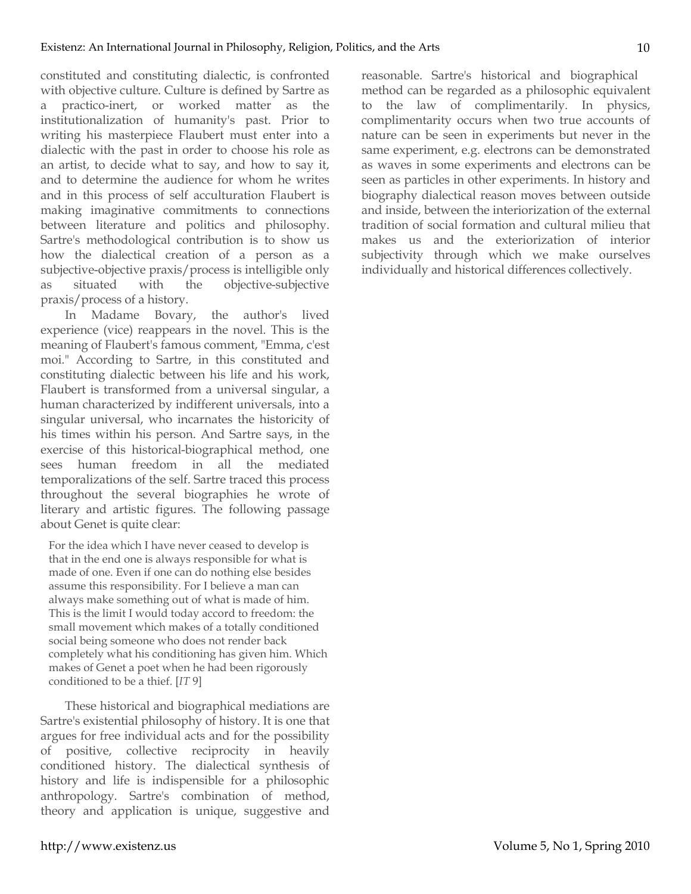constituted and constituting dialectic, is confronted with objective culture. Culture is defined by Sartre as a practico-inert, or worked matter as the institutionalization of humanity's past. Prior to writing his masterpiece Flaubert must enter into a dialectic with the past in order to choose his role as an artist, to decide what to say, and how to say it, and to determine the audience for whom he writes and in this process of self acculturation Flaubert is making imaginative commitments to connections between literature and politics and philosophy. Sartre's methodological contribution is to show us how the dialectical creation of a person as a subjective-objective praxis/process is intelligible only as situated with the objective-subjective praxis/process of a history.

In Madame Bovary, the author's lived experience (vice) reappears in the novel. This is the meaning of Flaubert's famous comment, "Emma, c'est moi." According to Sartre, in this constituted and constituting dialectic between his life and his work, Flaubert is transformed from a universal singular, a human characterized by indifferent universals, into a singular universal, who incarnates the historicity of his times within his person. And Sartre says, in the exercise of this historical-biographical method, one sees human freedom in all the mediated temporalizations of the self. Sartre traced this process throughout the several biographies he wrote of literary and artistic figures. The following passage about Genet is quite clear:

> For the idea which I have never ceased to develop is that in the end one is always responsible for what is made of one. Even if one can do nothing else besides assume this responsibility. For I believe a man can always make something out of what is made of him. This is the limit I would today accord to freedom: the small movement which makes of a totally conditioned social being someone who does not render back completely what his conditioning has given him. Which makes of Genet a poet when he had been rigorously conditioned to be a thief. [*IT* 9]

These historical and biographical mediations are Sartre's existential philosophy of history. It is one that argues for free individual acts and for the possibility of positive, collective reciprocity in heavily conditioned history. The dialectical synthesis of history and life is indispensible for a philosophic anthropology. Sartre's combination of method, theory and application is unique, suggestive and reasonable. Sartre's historical and biographical method can be regarded as a philosophic equivalent to the law of complimentarily. In physics, complimentarity occurs when two true accounts of nature can be seen in experiments but never in the same experiment, e.g. electrons can be demonstrated as waves in some experiments and electrons can be seen as particles in other experiments. In history and biography dialectical reason moves between outside and inside, between the interiorization of the external tradition of social formation and cultural milieu that makes us and the exteriorization of interior subjectivity through which we make ourselves individually and historical differences collectively.